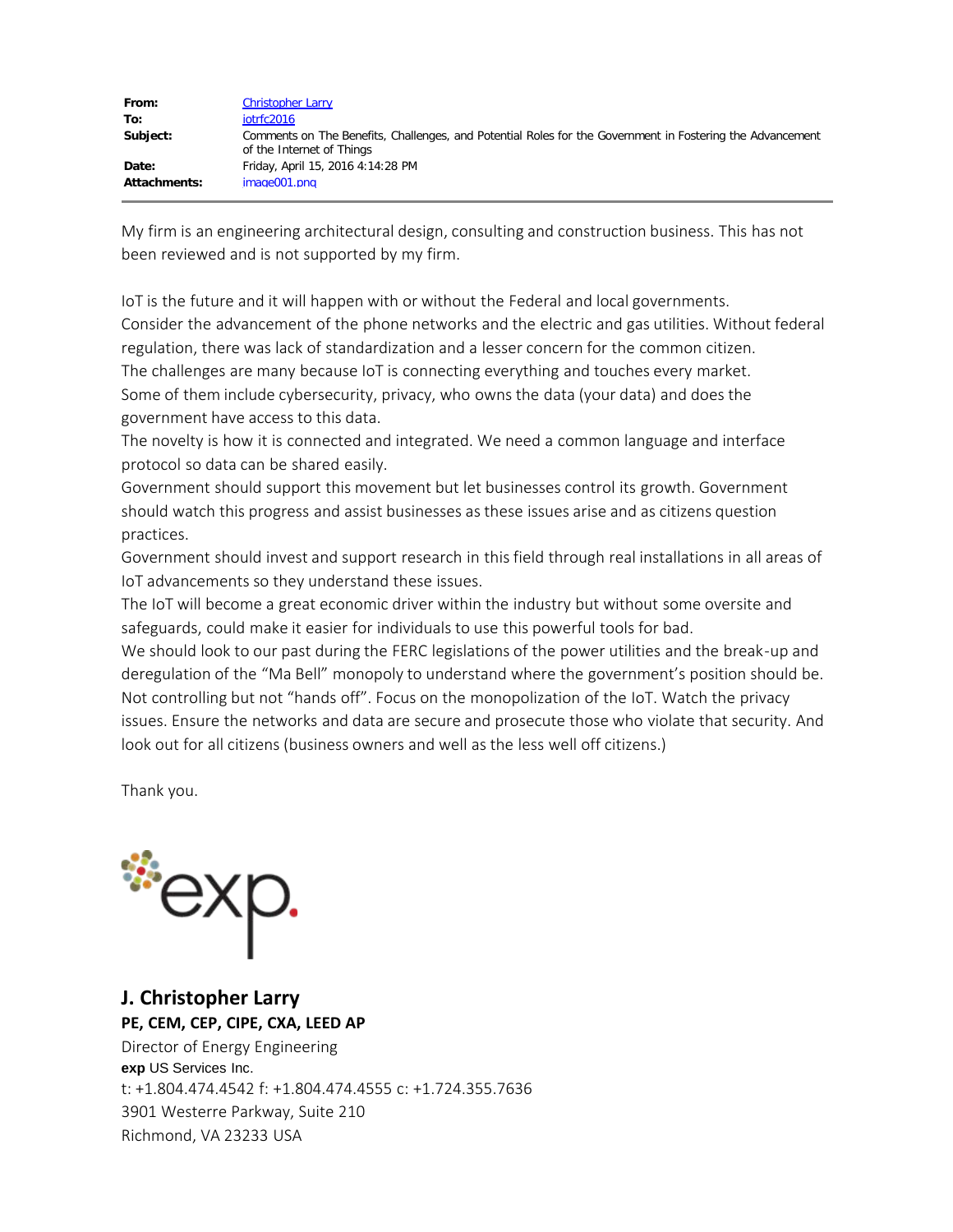| | |
|---|---|
| **From:** | Christopher Larry |
| **To:** | iotrfc2016 |
| **Subject:** | Comments on The Benefits, Challenges, and Potential Roles for the Government in Fostering the Advancement of the Internet of Things |
| **Date:** | Friday, April 15, 2016 4:14:28 PM |
| **Attachments:** | image001.png |

My firm is an engineering architectural design, consulting and construction business. This has not been reviewed and is not supported by my firm.

IoT is the future and it will happen with or without the Federal and local governments.
Consider the advancement of the phone networks and the electric and gas utilities. Without federal regulation, there was lack of standardization and a lesser concern for the common citizen.
The challenges are many because IoT is connecting everything and touches every market.
Some of them include cybersecurity, privacy, who owns the data (your data) and does the government have access to this data.
The novelty is how it is connected and integrated. We need a common language and interface protocol so data can be shared easily.
Government should support this movement but let businesses control its growth. Government should watch this progress and assist businesses as these issues arise and as citizens question practices.
Government should invest and support research in this field through real installations in all areas of IoT advancements so they understand these issues.
The IoT will become a great economic driver within the industry but without some oversite and safeguards, could make it easier for individuals to use this powerful tools for bad.
We should look to our past during the FERC legislations of the power utilities and the break-up and deregulation of the "Ma Bell" monopoly to understand where the government's position should be. Not controlling but not "hands off". Focus on the monopolization of the IoT. Watch the privacy issues. Ensure the networks and data are secure and prosecute those who violate that security. And look out for all citizens (business owners and well as the less well off citizens.)

Thank you.

exp.

**J. Christopher Larry**
**PE, CEM, CEP, CIPE, CXA, LEED AP**
Director of Energy Engineering
**exp** US Services Inc.
t: +1.804.474.4542 f: +1.804.474.4555 c: +1.724.355.7636
3901 Westerre Parkway, Suite 210
Richmond, VA 23233 USA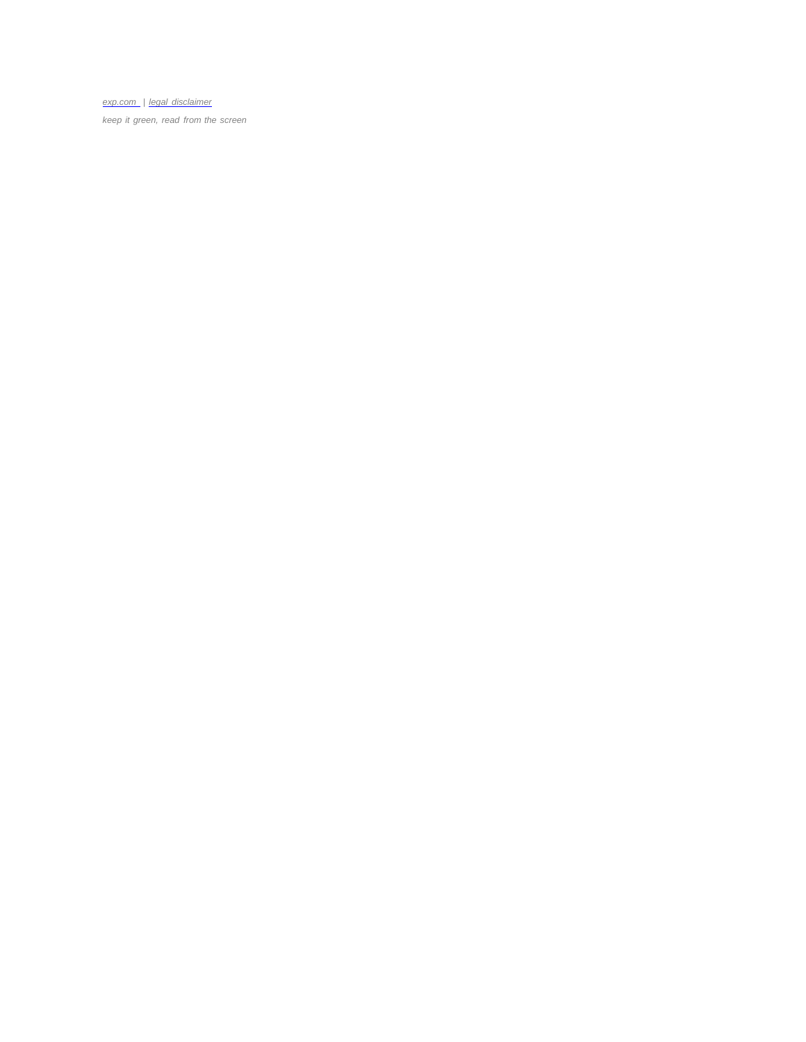*exp.com* | *legal disclaimer*

*keep it green, read from the screen*